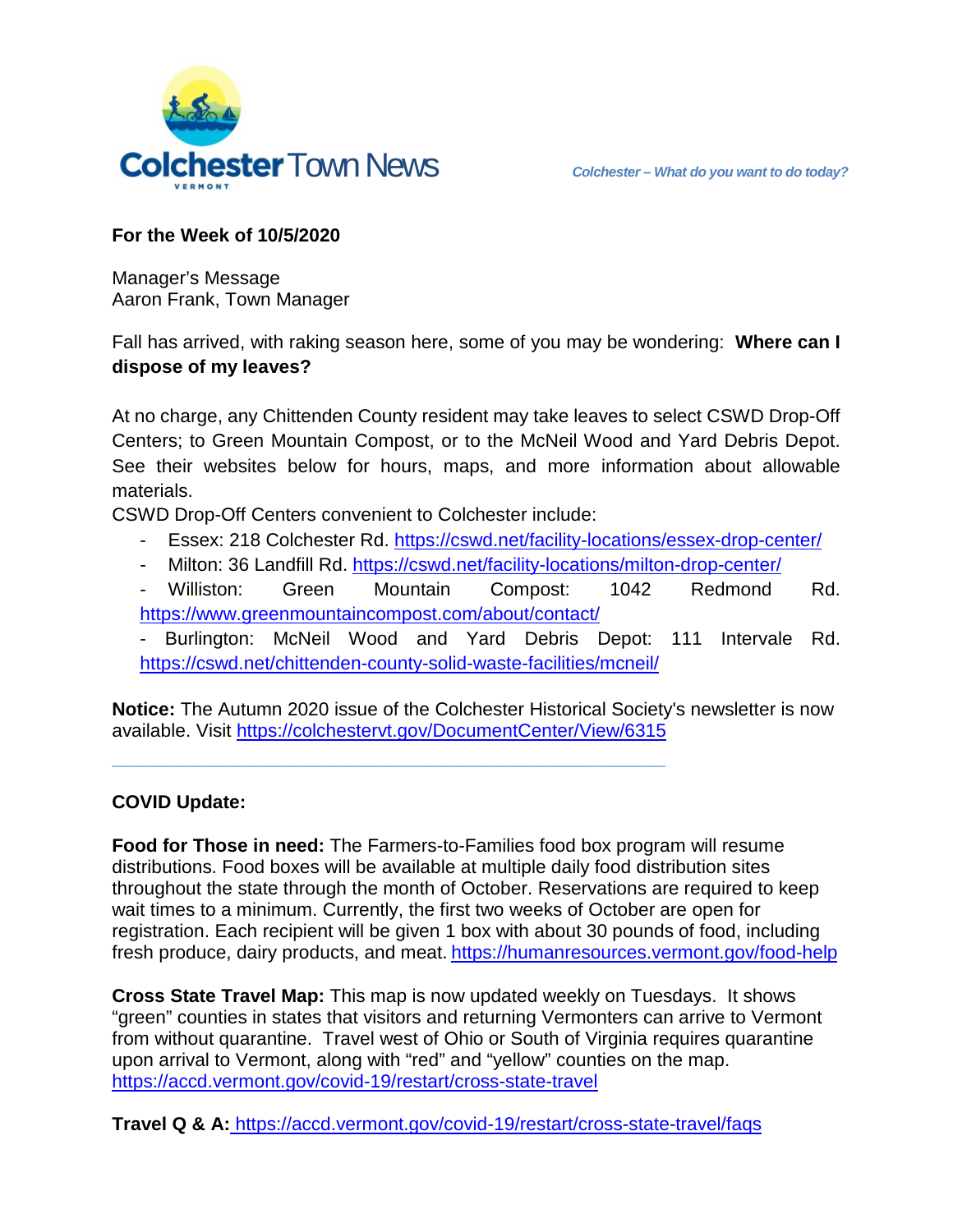# Colchester Town News

VERMONT

*Colchester – What do you want to do today?*

**For the Week of 10/5/2020**

Manager's Message
Aaron Frank, Town Manager

Fall has arrived, with raking season here, some of you may be wondering: **Where can I dispose of my leaves?**

At no charge, any Chittenden County resident may take leaves to select CSWD Drop-Off Centers; to Green Mountain Compost, or to the McNeil Wood and Yard Debris Depot. See their websites below for hours, maps, and more information about allowable materials.

CSWD Drop-Off Centers convenient to Colchester include:

- Essex: 218 Colchester Rd. https://cswd.net/facility-locations/essex-drop-center/
- Milton: 36 Landfill Rd. https://cswd.net/facility-locations/milton-drop-center/
- Williston: Green Mountain Compost: 1042 Redmond Rd. https://www.greenmountaincompost.com/about/contact/
- Burlington: McNeil Wood and Yard Debris Depot: 111 Intervale Rd. https://cswd.net/chittenden-county-solid-waste-facilities/mcneil/

**Notice:** The Autumn 2020 issue of the Colchester Historical Society's newsletter is now available. Visit https://colchestervt.gov/DocumentCenter/View/6315

---

**COVID Update:**

**Food for Those in need:** The Farmers-to-Families food box program will resume distributions. Food boxes will be available at multiple daily food distribution sites throughout the state through the month of October. Reservations are required to keep wait times to a minimum. Currently, the first two weeks of October are open for registration. Each recipient will be given 1 box with about 30 pounds of food, including fresh produce, dairy products, and meat. https://humanresources.vermont.gov/food-help

**Cross State Travel Map:** This map is now updated weekly on Tuesdays. It shows "green" counties in states that visitors and returning Vermonters can arrive to Vermont from without quarantine. Travel west of Ohio or South of Virginia requires quarantine upon arrival to Vermont, along with "red" and "yellow" counties on the map. https://accd.vermont.gov/covid-19/restart/cross-state-travel

**Travel Q & A:** https://accd.vermont.gov/covid-19/restart/cross-state-travel/faqs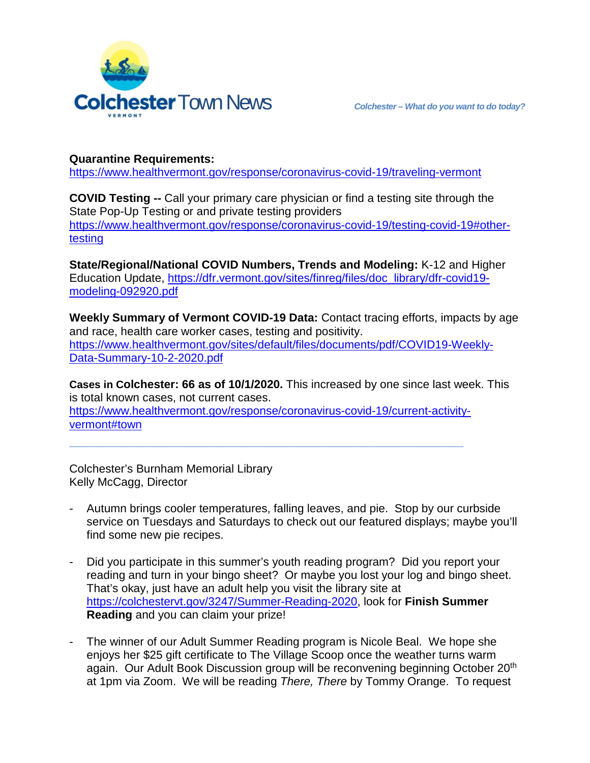**Quarantine Requirements:**
https://www.healthvermont.gov/response/coronavirus-covid-19/traveling-vermont

**COVID Testing --** Call your primary care physician or find a testing site through the State Pop-Up Testing or and private testing providers https://www.healthvermont.gov/response/coronavirus-covid-19/testing-covid-19#other-testing

**State/Regional/National COVID Numbers, Trends and Modeling:** K-12 and Higher Education Update, https://dfr.vermont.gov/sites/finreg/files/doc_library/dfr-covid19-modeling-092920.pdf

**Weekly Summary of Vermont COVID-19 Data:** Contact tracing efforts, impacts by age and race, health care worker cases, testing and positivity. https://www.healthvermont.gov/sites/default/files/documents/pdf/COVID19-Weekly-Data-Summary-10-2-2020.pdf

**Cases in Colchester: 66 as of 10/1/2020.** This increased by one since last week. This is total known cases, not current cases. https://www.healthvermont.gov/response/coronavirus-covid-19/current-activity-vermont#town

---

Colchester's Burnham Memorial Library
Kelly McCagg, Director

- Autumn brings cooler temperatures, falling leaves, and pie. Stop by our curbside service on Tuesdays and Saturdays to check out our featured displays; maybe you'll find some new pie recipes.

- Did you participate in this summer's youth reading program? Did you report your reading and turn in your bingo sheet? Or maybe you lost your log and bingo sheet. That's okay, just have an adult help you visit the library site at https://colchestervt.gov/3247/Summer-Reading-2020, look for **Finish Summer Reading** and you can claim your prize!

- The winner of our Adult Summer Reading program is Nicole Beal. We hope she enjoys her $25 gift certificate to The Village Scoop once the weather turns warm again. Our Adult Book Discussion group will be reconvening beginning October 20th at 1pm via Zoom. We will be reading *There, There* by Tommy Orange. To request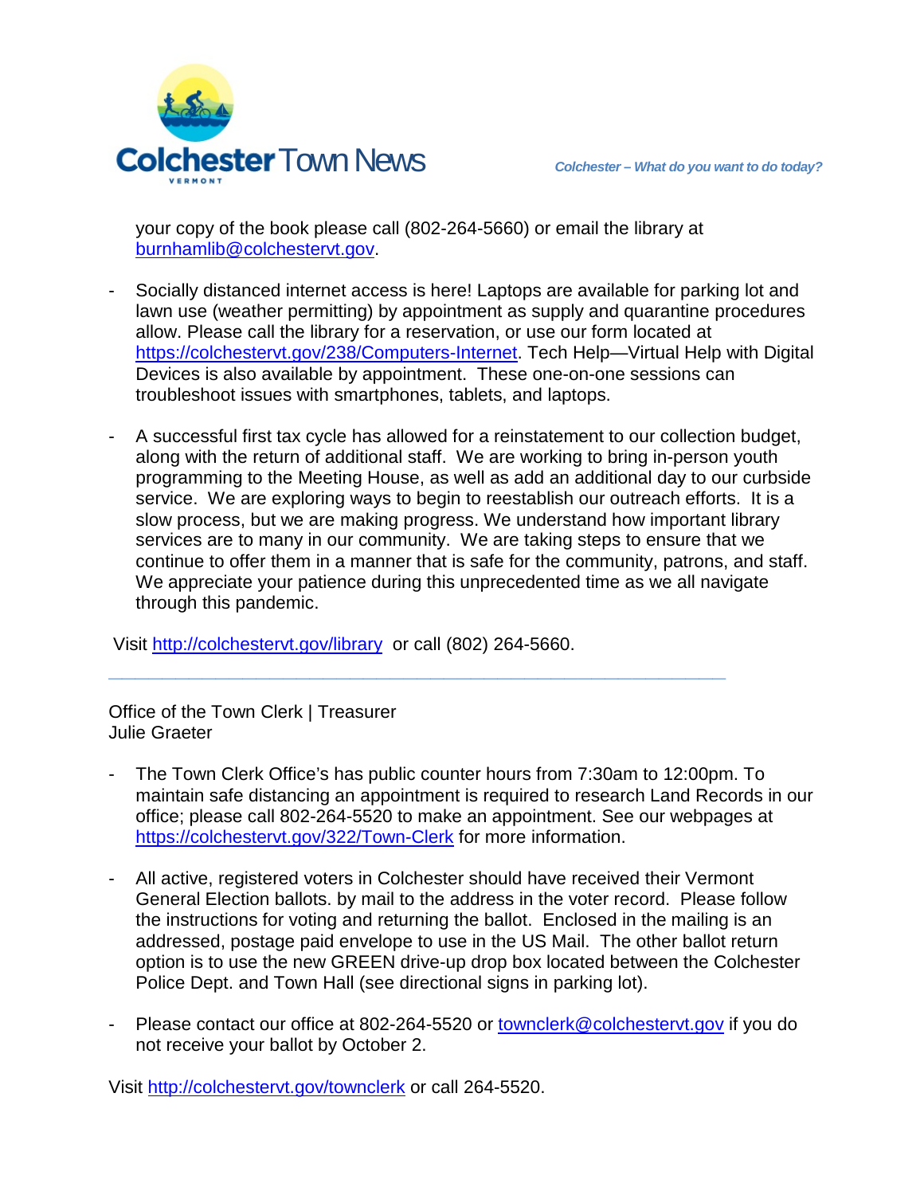your copy of the book please call (802-264-5660) or email the library at burnhamlib@colchestervt.gov.

- Socially distanced internet access is here! Laptops are available for parking lot and lawn use (weather permitting) by appointment as supply and quarantine procedures allow. Please call the library for a reservation, or use our form located at https://colchestervt.gov/238/Computers-Internet. Tech Help—Virtual Help with Digital Devices is also available by appointment. These one-on-one sessions can troubleshoot issues with smartphones, tablets, and laptops.

- A successful first tax cycle has allowed for a reinstatement to our collection budget, along with the return of additional staff. We are working to bring in-person youth programming to the Meeting House, as well as add an additional day to our curbside service. We are exploring ways to begin to reestablish our outreach efforts. It is a slow process, but we are making progress. We understand how important library services are to many in our community. We are taking steps to ensure that we continue to offer them in a manner that is safe for the community, patrons, and staff. We appreciate your patience during this unprecedented time as we all navigate through this pandemic.

Visit http://colchestervt.gov/library or call (802) 264-5660.

---

Office of the Town Clerk | Treasurer
Julie Graeter

- The Town Clerk Office's has public counter hours from 7:30am to 12:00pm. To maintain safe distancing an appointment is required to research Land Records in our office; please call 802-264-5520 to make an appointment. See our webpages at https://colchestervt.gov/322/Town-Clerk for more information.

- All active, registered voters in Colchester should have received their Vermont General Election ballots. by mail to the address in the voter record. Please follow the instructions for voting and returning the ballot. Enclosed in the mailing is an addressed, postage paid envelope to use in the US Mail. The other ballot return option is to use the new GREEN drive-up drop box located between the Colchester Police Dept. and Town Hall (see directional signs in parking lot).

- Please contact our office at 802-264-5520 or townclerk@colchestervt.gov if you do not receive your ballot by October 2.

Visit http://colchestervt.gov/townclerk or call 264-5520.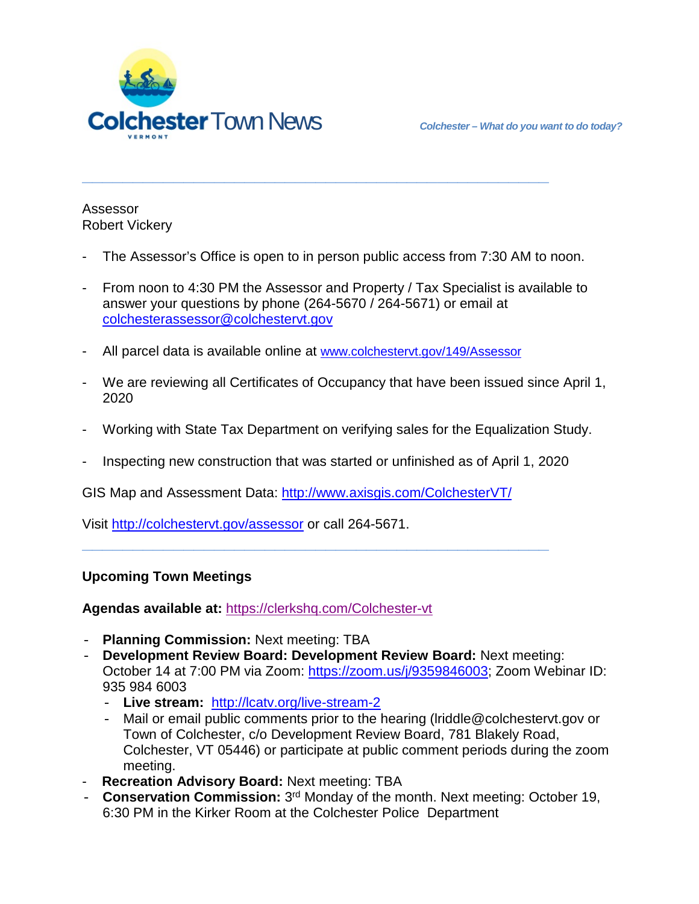Assessor
Robert Vickery

- The Assessor's Office is open to in person public access from 7:30 AM to noon.
- From noon to 4:30 PM the Assessor and Property / Tax Specialist is available to answer your questions by phone (264-5670 / 264-5671) or email at colchesterassessor@colchestervt.gov
- All parcel data is available online at www.colchestervt.gov/149/Assessor
- We are reviewing all Certificates of Occupancy that have been issued since April 1, 2020
- Working with State Tax Department on verifying sales for the Equalization Study.
- Inspecting new construction that was started or unfinished as of April 1, 2020

GIS Map and Assessment Data: http://www.axisgis.com/ColchesterVT/

Visit http://colchestervt.gov/assessor or call 264-5671.

---

**Upcoming Town Meetings**

**Agendas available at:** https://clerkshq.com/Colchester-vt

- **Planning Commission:** Next meeting: TBA
- **Development Review Board: Development Review Board:** Next meeting: October 14 at 7:00 PM via Zoom: https://zoom.us/j/9359846003; Zoom Webinar ID: 935 984 6003
  - **Live stream:** http://lcatv.org/live-stream-2
  - Mail or email public comments prior to the hearing (lriddle@colchestervt.gov or Town of Colchester, c/o Development Review Board, 781 Blakely Road, Colchester, VT 05446) or participate at public comment periods during the zoom meeting.
- **Recreation Advisory Board:** Next meeting: TBA
- **Conservation Commission:** 3rd Monday of the month. Next meeting: October 19, 6:30 PM in the Kirker Room at the Colchester Police Department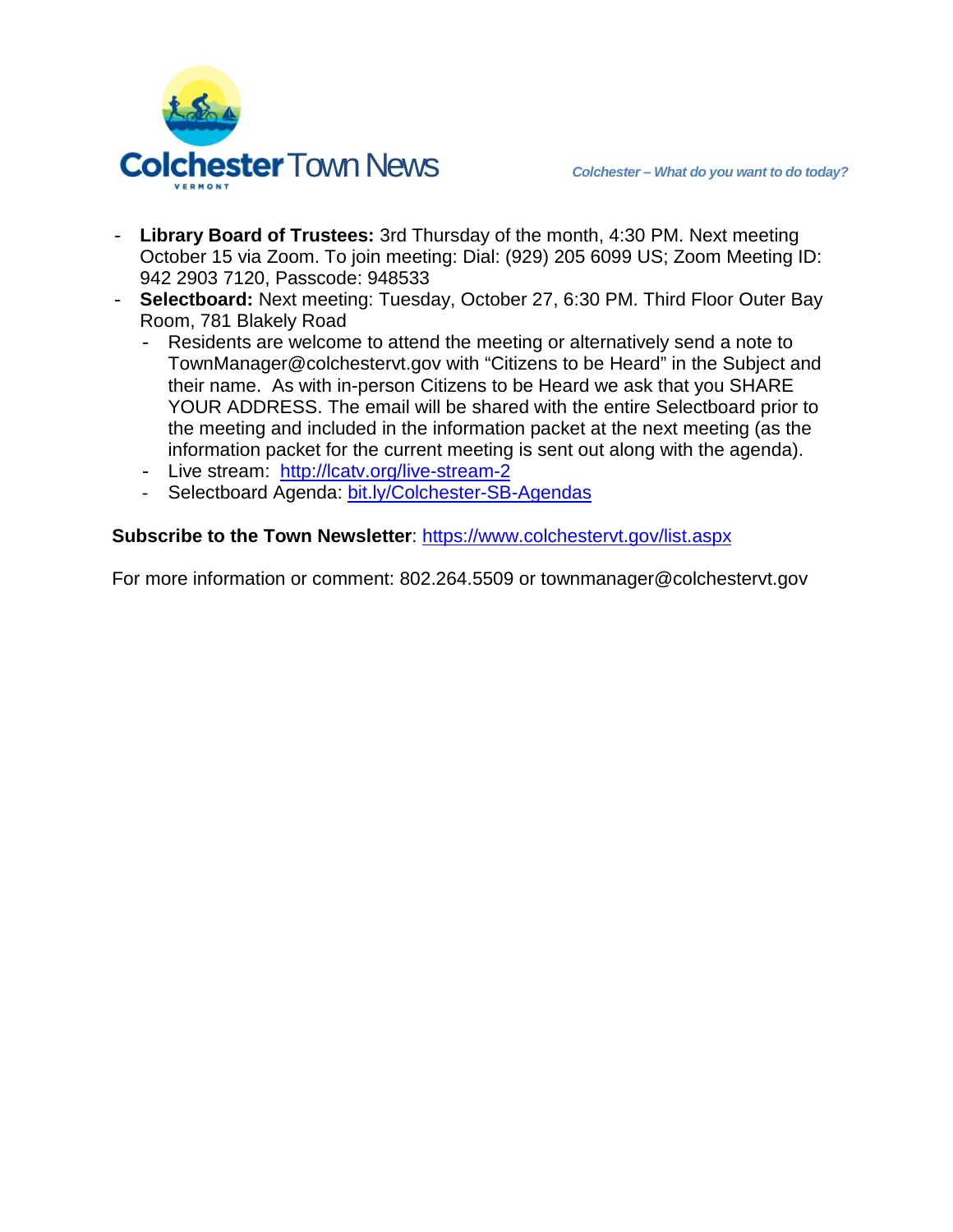- **Library Board of Trustees:** 3rd Thursday of the month, 4:30 PM. Next meeting October 15 via Zoom. To join meeting: Dial: (929) 205 6099 US; Zoom Meeting ID: 942 2903 7120, Passcode: 948533
- **Selectboard:** Next meeting: Tuesday, October 27, 6:30 PM. Third Floor Outer Bay Room, 781 Blakely Road
  - Residents are welcome to attend the meeting or alternatively send a note to TownManager@colchestervt.gov with "Citizens to be Heard" in the Subject and their name. As with in-person Citizens to be Heard we ask that you SHARE YOUR ADDRESS. The email will be shared with the entire Selectboard prior to the meeting and included in the information packet at the next meeting (as the information packet for the current meeting is sent out along with the agenda).
  - Live stream: [http://lcatv.org/live-stream-2](http://lcatv.org/live-stream-2)
  - Selectboard Agenda: [bit.ly/Colchester-SB-Agendas](bit.ly/Colchester-SB-Agendas)

**Subscribe to the Town Newsletter**: [https://www.colchestervt.gov/list.aspx](https://www.colchestervt.gov/list.aspx)

For more information or comment: 802.264.5509 or townmanager@colchestervt.gov